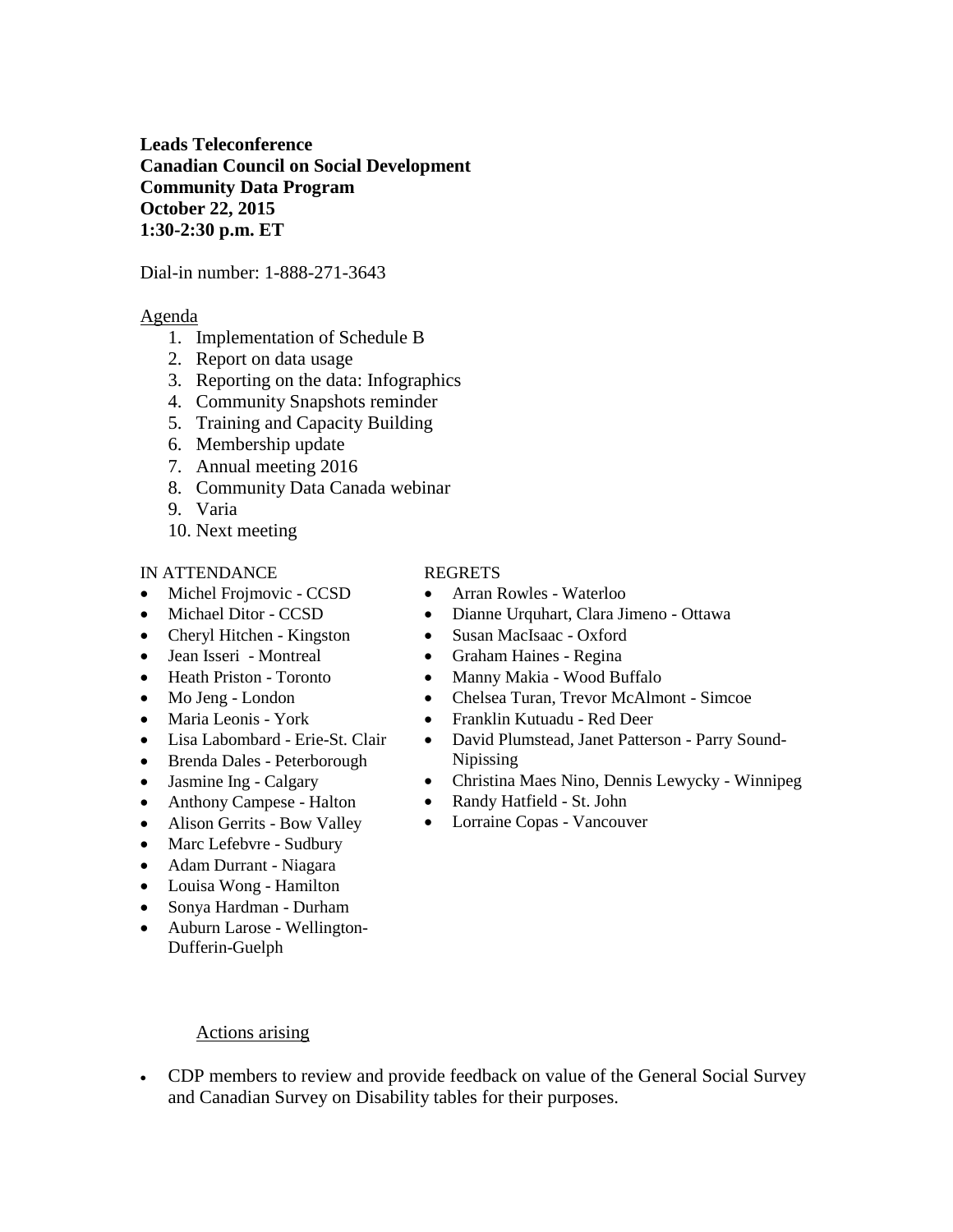**Leads Teleconference**
**Canadian Council on Social Development**
**Community Data Program**
**October 22, 2015**
**1:30-2:30 p.m. ET**

Dial-in number: 1-888-271-3643

Agenda

1. Implementation of Schedule B
2. Report on data usage
3. Reporting on the data: Infographics
4. Community Snapshots reminder
5. Training and Capacity Building
6. Membership update
7. Annual meeting 2016
8. Community Data Canada webinar
9. Varia
10. Next meeting

IN ATTENDANCE

- Michel Frojmovic - CCSD
- Michael Ditor - CCSD
- Cheryl Hitchen - Kingston
- Jean Isseri - Montreal
- Heath Priston - Toronto
- Mo Jeng - London
- Maria Leonis - York
- Lisa Labombard - Erie-St. Clair
- Brenda Dales - Peterborough
- Jasmine Ing - Calgary
- Anthony Campese - Halton
- Alison Gerrits - Bow Valley
- Marc Lefebvre - Sudbury
- Adam Durrant - Niagara
- Louisa Wong - Hamilton
- Sonya Hardman - Durham
- Auburn Larose - Wellington-Dufferin-Guelph

REGRETS

- Arran Rowles - Waterloo
- Dianne Urquhart, Clara Jimeno - Ottawa
- Susan MacIsaac - Oxford
- Graham Haines - Regina
- Manny Makia - Wood Buffalo
- Chelsea Turan, Trevor McAlmont - Simcoe
- Franklin Kutuadu - Red Deer
- David Plumstead, Janet Patterson - Parry Sound-Nipissing
- Christina Maes Nino, Dennis Lewycky - Winnipeg
- Randy Hatfield - St. John
- Lorraine Copas - Vancouver

Actions arising

- CDP members to review and provide feedback on value of the General Social Survey and Canadian Survey on Disability tables for their purposes.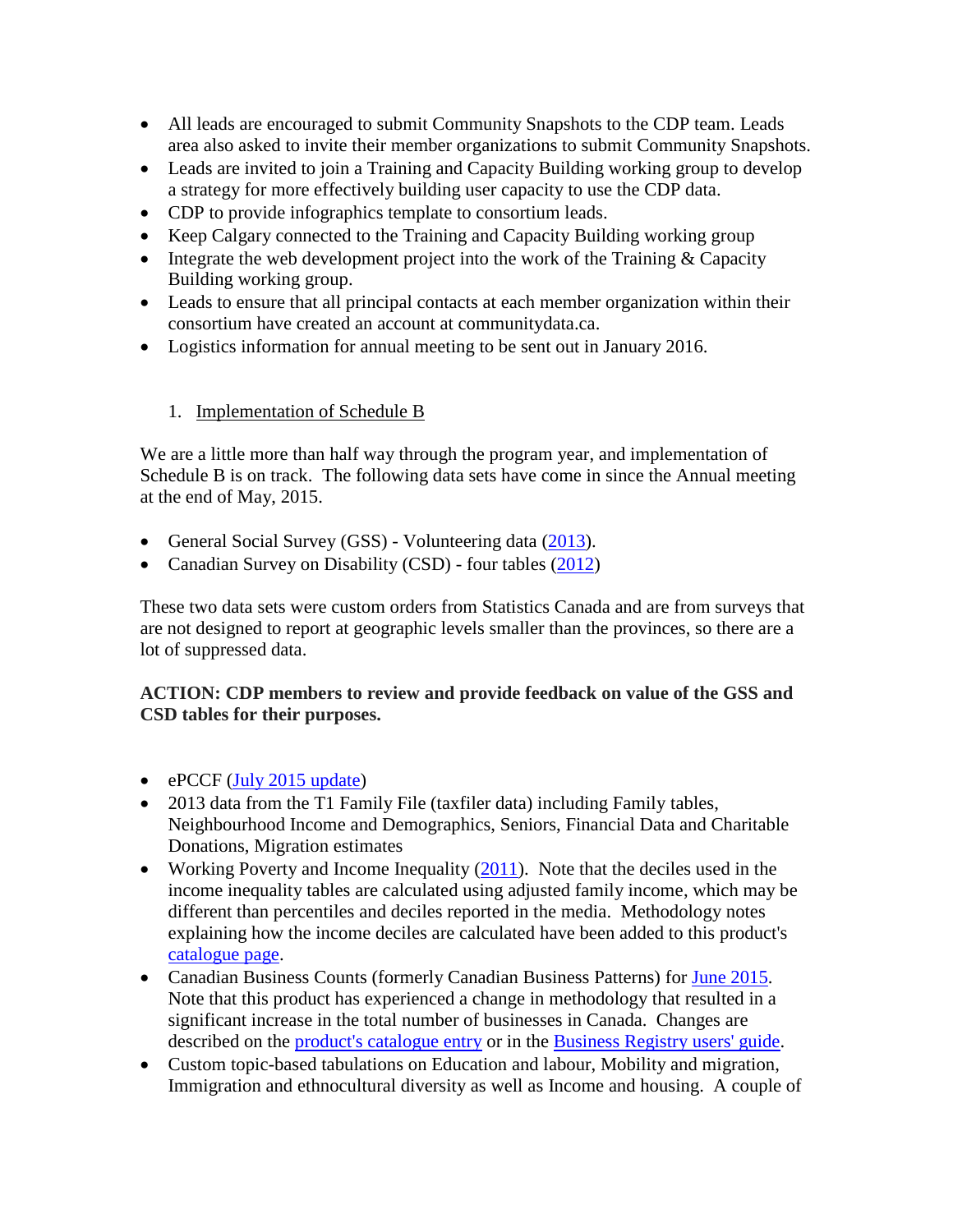- All leads are encouraged to submit Community Snapshots to the CDP team. Leads area also asked to invite their member organizations to submit Community Snapshots.
- Leads are invited to join a Training and Capacity Building working group to develop a strategy for more effectively building user capacity to use the CDP data.
- CDP to provide infographics template to consortium leads.
- Keep Calgary connected to the Training and Capacity Building working group
- Integrate the web development project into the work of the Training & Capacity Building working group.
- Leads to ensure that all principal contacts at each member organization within their consortium have created an account at communitydata.ca.
- Logistics information for annual meeting to be sent out in January 2016.

1. Implementation of Schedule B

We are a little more than half way through the program year, and implementation of Schedule B is on track. The following data sets have come in since the Annual meeting at the end of May, 2015.

- General Social Survey (GSS) - Volunteering data (2013).
- Canadian Survey on Disability (CSD) - four tables (2012)

These two data sets were custom orders from Statistics Canada and are from surveys that are not designed to report at geographic levels smaller than the provinces, so there are a lot of suppressed data.

**ACTION: CDP members to review and provide feedback on value of the GSS and CSD tables for their purposes.**

- ePCCF (July 2015 update)
- 2013 data from the T1 Family File (taxfiler data) including Family tables, Neighbourhood Income and Demographics, Seniors, Financial Data and Charitable Donations, Migration estimates
- Working Poverty and Income Inequality (2011). Note that the deciles used in the income inequality tables are calculated using adjusted family income, which may be different than percentiles and deciles reported in the media. Methodology notes explaining how the income deciles are calculated have been added to this product's catalogue page.
- Canadian Business Counts (formerly Canadian Business Patterns) for June 2015. Note that this product has experienced a change in methodology that resulted in a significant increase in the total number of businesses in Canada. Changes are described on the product's catalogue entry or in the Business Registry users' guide.
- Custom topic-based tabulations on Education and labour, Mobility and migration, Immigration and ethnocultural diversity as well as Income and housing. A couple of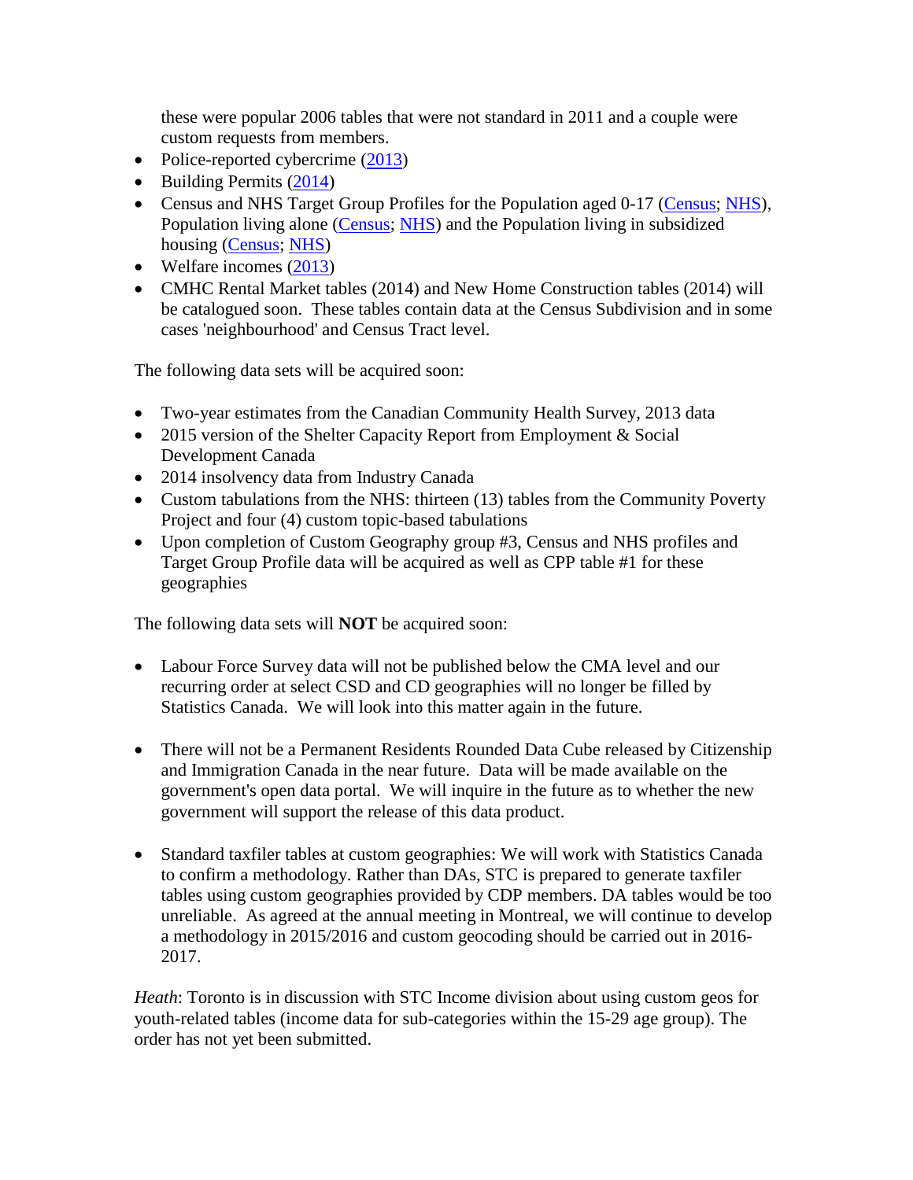these were popular 2006 tables that were not standard in 2011 and a couple were custom requests from members.

- Police-reported cybercrime (2013)
- Building Permits (2014)
- Census and NHS Target Group Profiles for the Population aged 0-17 (Census; NHS), Population living alone (Census; NHS) and the Population living in subsidized housing (Census; NHS)
- Welfare incomes (2013)
- CMHC Rental Market tables (2014) and New Home Construction tables (2014) will be catalogued soon. These tables contain data at the Census Subdivision and in some cases 'neighbourhood' and Census Tract level.

The following data sets will be acquired soon:

- Two-year estimates from the Canadian Community Health Survey, 2013 data
- 2015 version of the Shelter Capacity Report from Employment & Social Development Canada
- 2014 insolvency data from Industry Canada
- Custom tabulations from the NHS: thirteen (13) tables from the Community Poverty Project and four (4) custom topic-based tabulations
- Upon completion of Custom Geography group #3, Census and NHS profiles and Target Group Profile data will be acquired as well as CPP table #1 for these geographies

The following data sets will **NOT** be acquired soon:

- Labour Force Survey data will not be published below the CMA level and our recurring order at select CSD and CD geographies will no longer be filled by Statistics Canada. We will look into this matter again in the future.

- There will not be a Permanent Residents Rounded Data Cube released by Citizenship and Immigration Canada in the near future. Data will be made available on the government's open data portal. We will inquire in the future as to whether the new government will support the release of this data product.

- Standard taxfiler tables at custom geographies: We will work with Statistics Canada to confirm a methodology. Rather than DAs, STC is prepared to generate taxfiler tables using custom geographies provided by CDP members. DA tables would be too unreliable. As agreed at the annual meeting in Montreal, we will continue to develop a methodology in 2015/2016 and custom geocoding should be carried out in 2016-2017.

*Heath*: Toronto is in discussion with STC Income division about using custom geos for youth-related tables (income data for sub-categories within the 15-29 age group). The order has not yet been submitted.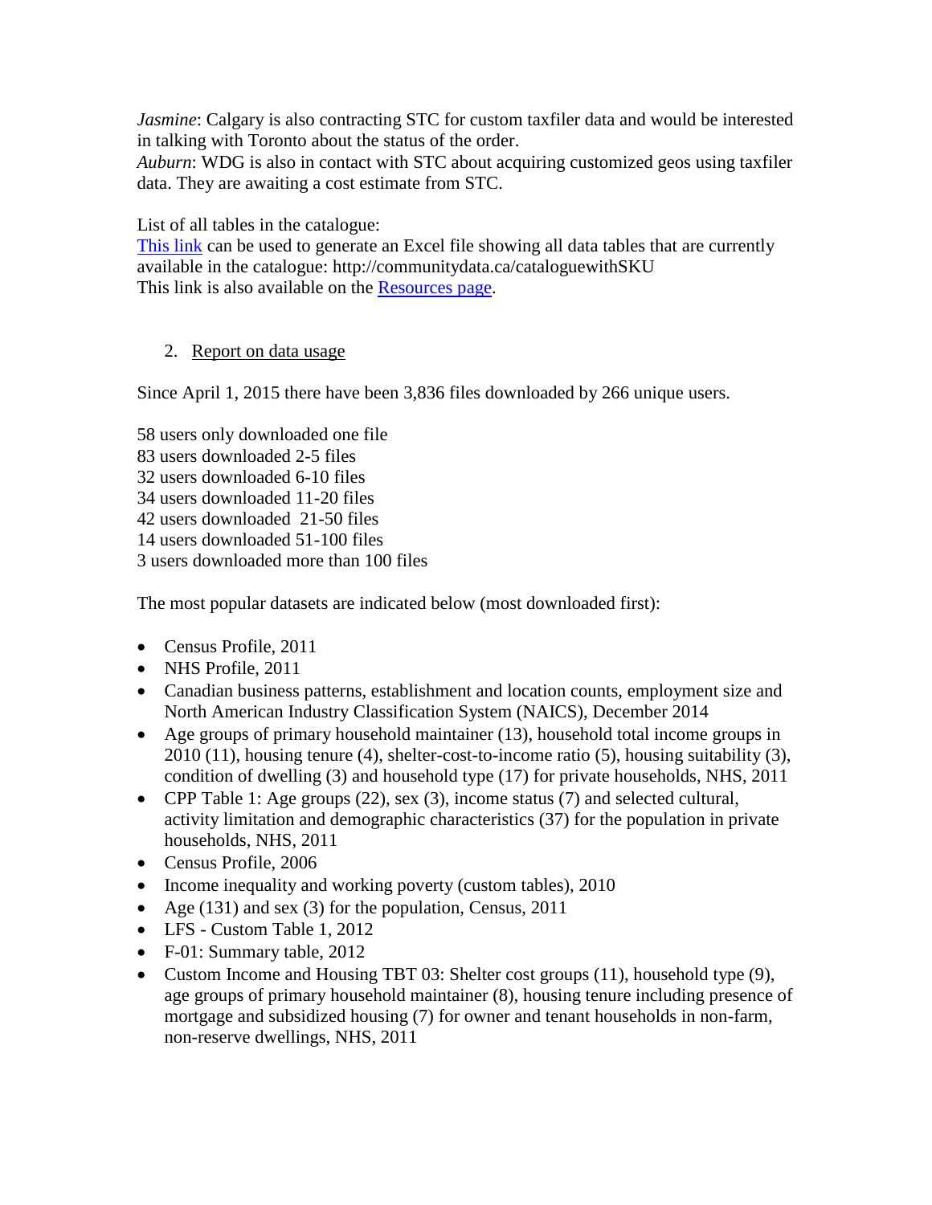*Jasmine*: Calgary is also contracting STC for custom taxfiler data and would be interested in talking with Toronto about the status of the order.
*Auburn*: WDG is also in contact with STC about acquiring customized geos using taxfiler data. They are awaiting a cost estimate from STC.

List of all tables in the catalogue:
[This link](http://communitydata.ca/cataloguewithSKU) can be used to generate an Excel file showing all data tables that are currently available in the catalogue: http://communitydata.ca/cataloguewithSKU
This link is also available on the [Resources page](#).

2. Report on data usage

Since April 1, 2015 there have been 3,836 files downloaded by 266 unique users.

58 users only downloaded one file
83 users downloaded 2-5 files
32 users downloaded 6-10 files
34 users downloaded 11-20 files
42 users downloaded 21-50 files
14 users downloaded 51-100 files
3 users downloaded more than 100 files

The most popular datasets are indicated below (most downloaded first):

- Census Profile, 2011
- NHS Profile, 2011
- Canadian business patterns, establishment and location counts, employment size and North American Industry Classification System (NAICS), December 2014
- Age groups of primary household maintainer (13), household total income groups in 2010 (11), housing tenure (4), shelter-cost-to-income ratio (5), housing suitability (3), condition of dwelling (3) and household type (17) for private households, NHS, 2011
- CPP Table 1: Age groups (22), sex (3), income status (7) and selected cultural, activity limitation and demographic characteristics (37) for the population in private households, NHS, 2011
- Census Profile, 2006
- Income inequality and working poverty (custom tables), 2010
- Age (131) and sex (3) for the population, Census, 2011
- LFS - Custom Table 1, 2012
- F-01: Summary table, 2012
- Custom Income and Housing TBT 03: Shelter cost groups (11), household type (9), age groups of primary household maintainer (8), housing tenure including presence of mortgage and subsidized housing (7) for owner and tenant households in non-farm, non-reserve dwellings, NHS, 2011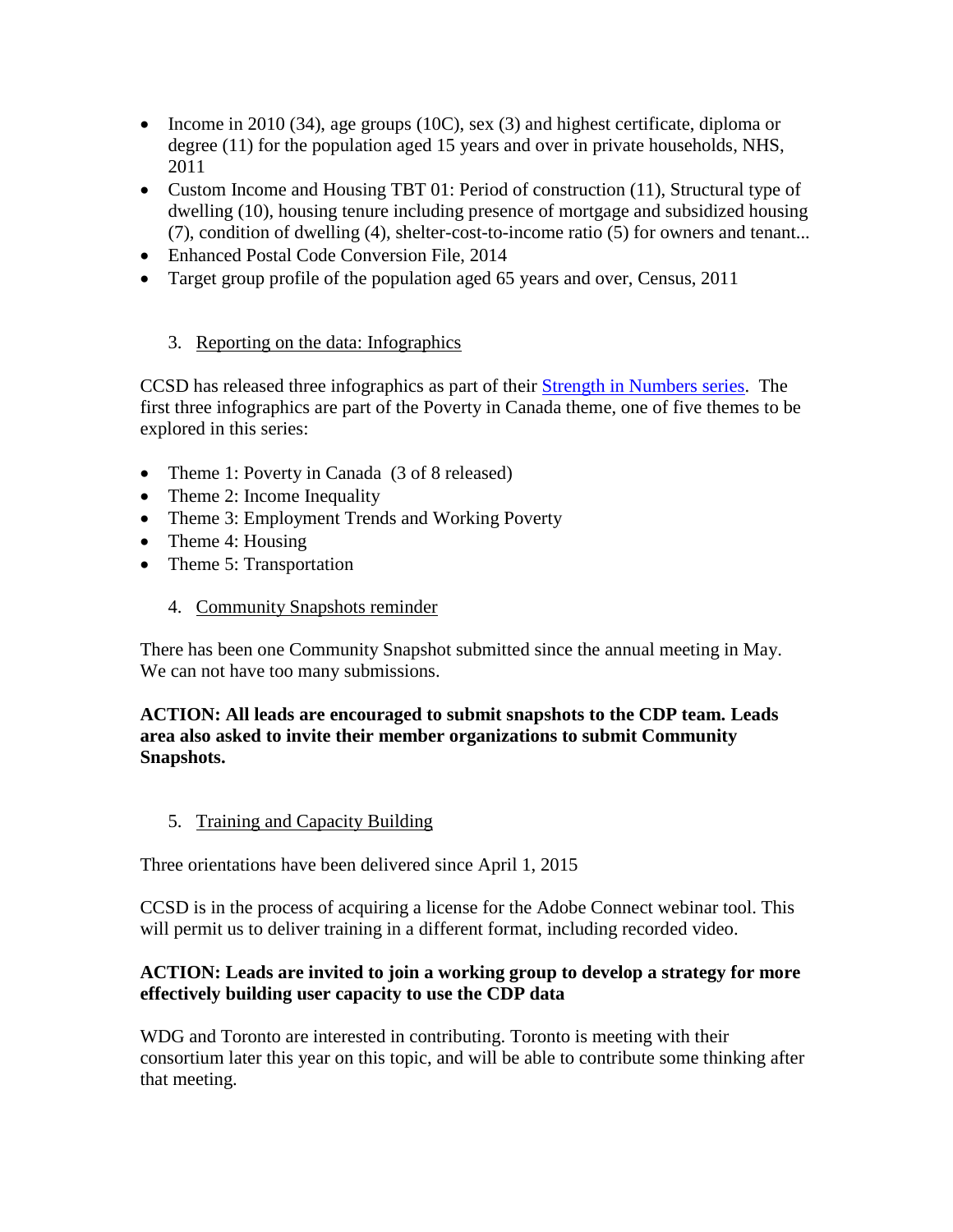- Income in 2010 (34), age groups (10C), sex (3) and highest certificate, diploma or degree (11) for the population aged 15 years and over in private households, NHS, 2011
- Custom Income and Housing TBT 01: Period of construction (11), Structural type of dwelling (10), housing tenure including presence of mortgage and subsidized housing (7), condition of dwelling (4), shelter-cost-to-income ratio (5) for owners and tenant...
- Enhanced Postal Code Conversion File, 2014
- Target group profile of the population aged 65 years and over, Census, 2011

3. Reporting on the data: Infographics

CCSD has released three infographics as part of their Strength in Numbers series. The first three infographics are part of the Poverty in Canada theme, one of five themes to be explored in this series:

- Theme 1: Poverty in Canada (3 of 8 released)
- Theme 2: Income Inequality
- Theme 3: Employment Trends and Working Poverty
- Theme 4: Housing
- Theme 5: Transportation

4. Community Snapshots reminder

There has been one Community Snapshot submitted since the annual meeting in May. We can not have too many submissions.

**ACTION: All leads are encouraged to submit snapshots to the CDP team. Leads area also asked to invite their member organizations to submit Community Snapshots.**

5. Training and Capacity Building

Three orientations have been delivered since April 1, 2015

CCSD is in the process of acquiring a license for the Adobe Connect webinar tool. This will permit us to deliver training in a different format, including recorded video.

**ACTION: Leads are invited to join a working group to develop a strategy for more effectively building user capacity to use the CDP data**

WDG and Toronto are interested in contributing. Toronto is meeting with their consortium later this year on this topic, and will be able to contribute some thinking after that meeting.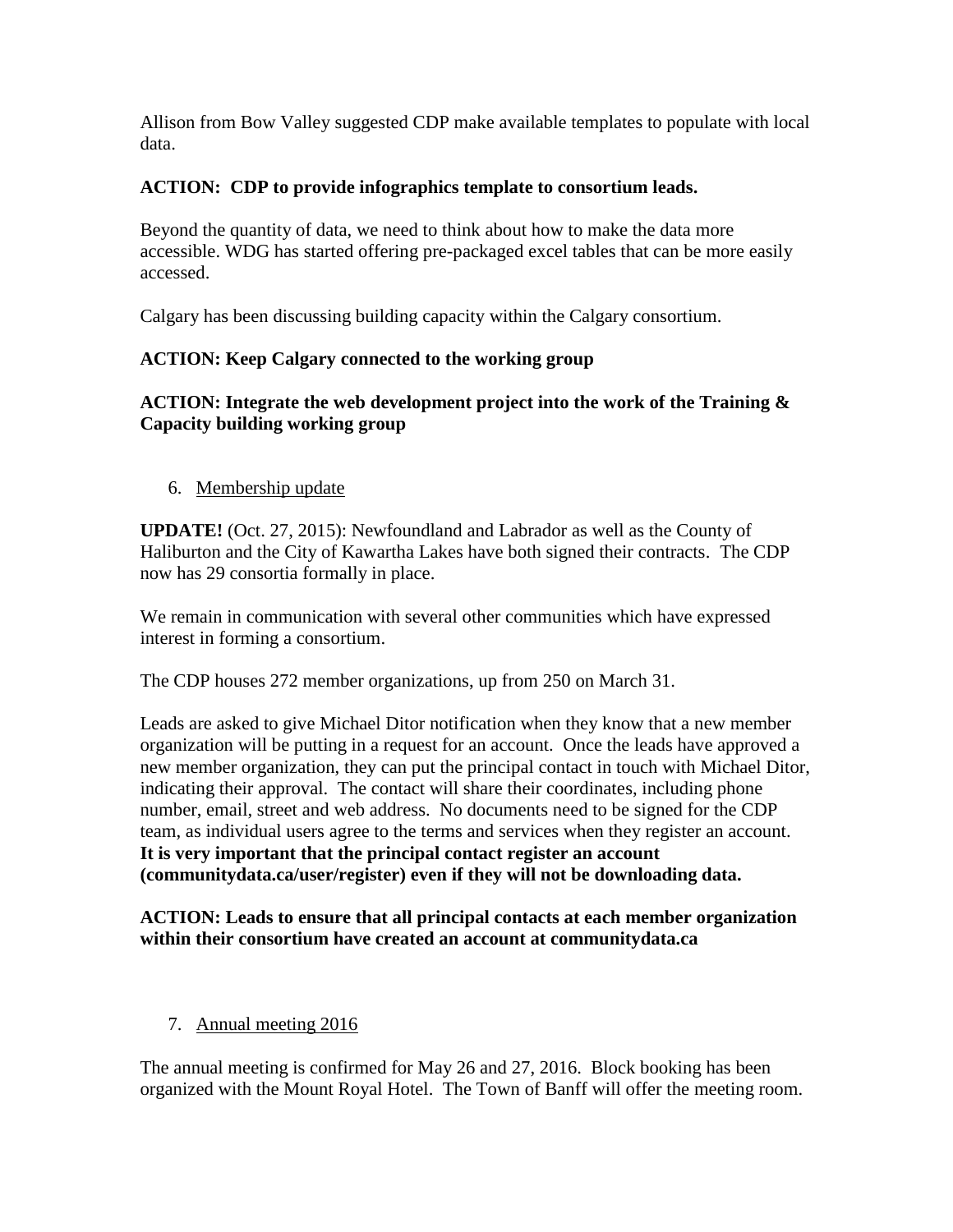Allison from Bow Valley suggested CDP make available templates to populate with local data.

**ACTION: CDP to provide infographics template to consortium leads.**

Beyond the quantity of data, we need to think about how to make the data more accessible. WDG has started offering pre-packaged excel tables that can be more easily accessed.

Calgary has been discussing building capacity within the Calgary consortium.

**ACTION: Keep Calgary connected to the working group**

**ACTION: Integrate the web development project into the work of the Training & Capacity building working group**

6. Membership update

**UPDATE!** (Oct. 27, 2015): Newfoundland and Labrador as well as the County of Haliburton and the City of Kawartha Lakes have both signed their contracts. The CDP now has 29 consortia formally in place.

We remain in communication with several other communities which have expressed interest in forming a consortium.

The CDP houses 272 member organizations, up from 250 on March 31.

Leads are asked to give Michael Ditor notification when they know that a new member organization will be putting in a request for an account. Once the leads have approved a new member organization, they can put the principal contact in touch with Michael Ditor, indicating their approval. The contact will share their coordinates, including phone number, email, street and web address. No documents need to be signed for the CDP team, as individual users agree to the terms and services when they register an account. **It is very important that the principal contact register an account (communitydata.ca/user/register) even if they will not be downloading data.**

**ACTION: Leads to ensure that all principal contacts at each member organization within their consortium have created an account at communitydata.ca**

7. Annual meeting 2016

The annual meeting is confirmed for May 26 and 27, 2016. Block booking has been organized with the Mount Royal Hotel. The Town of Banff will offer the meeting room.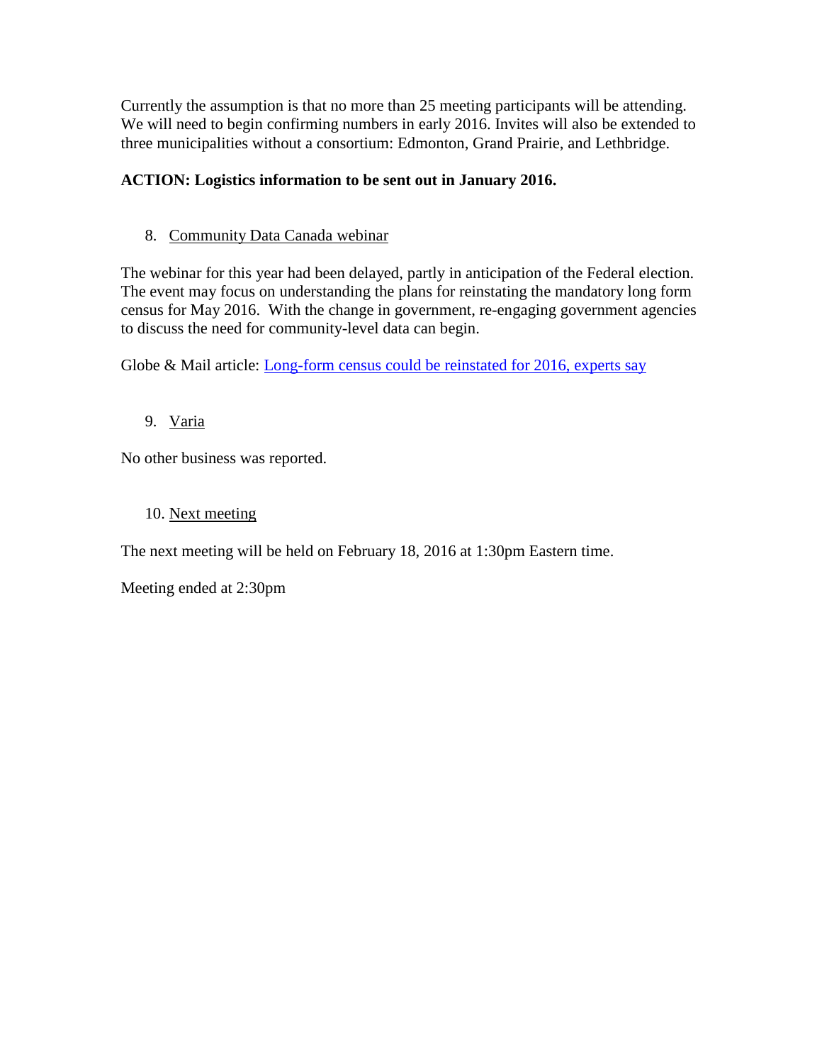Currently the assumption is that no more than 25 meeting participants will be attending. We will need to begin confirming numbers in early 2016. Invites will also be extended to three municipalities without a consortium: Edmonton, Grand Prairie, and Lethbridge.

**ACTION: Logistics information to be sent out in January 2016.**

8. Community Data Canada webinar

The webinar for this year had been delayed, partly in anticipation of the Federal election. The event may focus on understanding the plans for reinstating the mandatory long form census for May 2016. With the change in government, re-engaging government agencies to discuss the need for community-level data can begin.

Globe & Mail article: Long-form census could be reinstated for 2016, experts say

9. Varia

No other business was reported.

10. Next meeting

The next meeting will be held on February 18, 2016 at 1:30pm Eastern time.

Meeting ended at 2:30pm